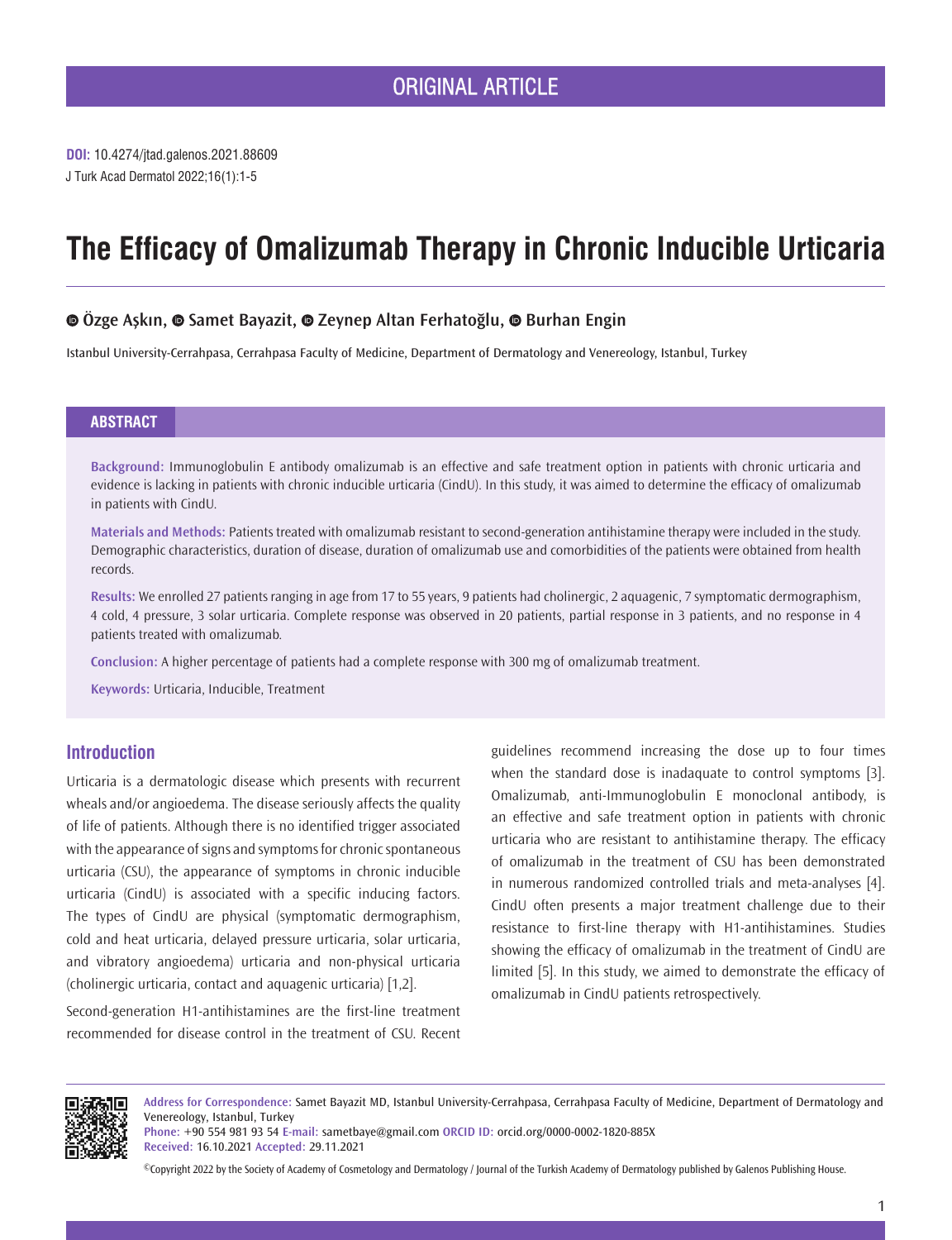ORIGINAL ARTICLE

**DOI:** 10.4274/jtad.galenos.2021.88609
J Turk Acad Dermatol 2022;16(1):1-5

# The Efficacy of Omalizumab Therapy in Chronic Inducible Urticaria

**Özge Aşkın, Samet Bayazit, Zeynep Altan Ferhatoğlu, Burhan Engin**

Istanbul University-Cerrahpasa, Cerrahpasa Faculty of Medicine, Department of Dermatology and Venereology, Istanbul, Turkey

## ABSTRACT

**Background:** Immunoglobulin E antibody omalizumab is an effective and safe treatment option in patients with chronic urticaria and evidence is lacking in patients with chronic inducible urticaria (CindU). In this study, it was aimed to determine the efficacy of omalizumab in patients with CindU.

**Materials and Methods:** Patients treated with omalizumab resistant to second-generation antihistamine therapy were included in the study. Demographic characteristics, duration of disease, duration of omalizumab use and comorbidities of the patients were obtained from health records.

**Results:** We enrolled 27 patients ranging in age from 17 to 55 years, 9 patients had cholinergic, 2 aquagenic, 7 symptomatic dermographism, 4 cold, 4 pressure, 3 solar urticaria. Complete response was observed in 20 patients, partial response in 3 patients, and no response in 4 patients treated with omalizumab.

**Conclusion:** A higher percentage of patients had a complete response with 300 mg of omalizumab treatment.

**Keywords:** Urticaria, Inducible, Treatment

## Introduction

Urticaria is a dermatologic disease which presents with recurrent wheals and/or angioedema. The disease seriously affects the quality of life of patients. Although there is no identified trigger associated with the appearance of signs and symptoms for chronic spontaneous urticaria (CSU), the appearance of symptoms in chronic inducible urticaria (CindU) is associated with a specific inducing factors. The types of CindU are physical (symptomatic dermographism, cold and heat urticaria, delayed pressure urticaria, solar urticaria, and vibratory angioedema) urticaria and non-physical urticaria (cholinergic urticaria, contact and aquagenic urticaria) [1,2].

Second-generation H1-antihistamines are the first-line treatment recommended for disease control in the treatment of CSU. Recent guidelines recommend increasing the dose up to four times when the standard dose is inadaquate to control symptoms [3]. Omalizumab, anti-Immunoglobulin E monoclonal antibody, is an effective and safe treatment option in patients with chronic urticaria who are resistant to antihistamine therapy. The efficacy of omalizumab in the treatment of CSU has been demonstrated in numerous randomized controlled trials and meta-analyses [4]. CindU often presents a major treatment challenge due to their resistance to first-line therapy with H1-antihistamines. Studies showing the efficacy of omalizumab in the treatment of CindU are limited [5]. In this study, we aimed to demonstrate the efficacy of omalizumab in CindU patients retrospectively.

**Address for Correspondence:** Samet Bayazit MD, Istanbul University-Cerrahpasa, Cerrahpasa Faculty of Medicine, Department of Dermatology and Venereology, Istanbul, Turkey
**Phone:** +90 554 981 93 54 **E-mail:** sametbaye@gmail.com **ORCID ID:** orcid.org/0000-0002-1820-885X
**Received:** 16.10.2021 **Accepted:** 29.11.2021

©Copyright 2022 by the Society of Academy of Cosmetology and Dermatology / Journal of the Turkish Academy of Dermatology published by Galenos Publishing House.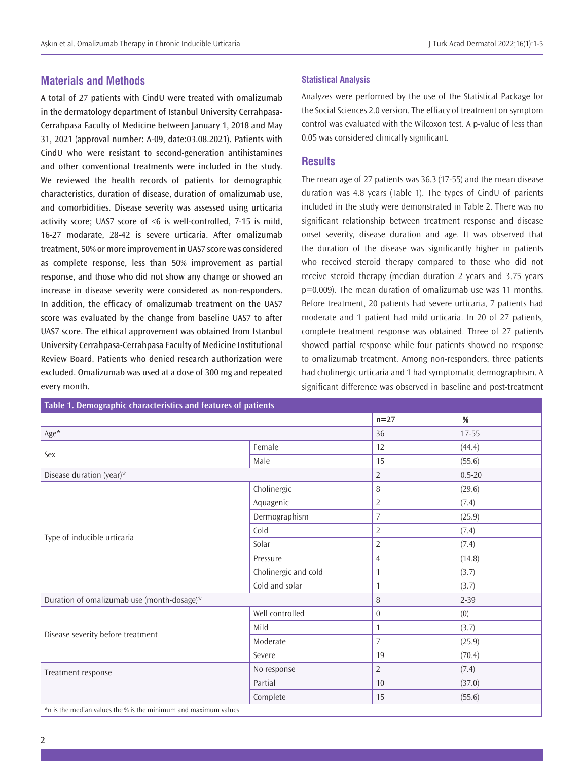## Materials and Methods

A total of 27 patients with CindU were treated with omalizumab in the dermatology department of Istanbul University Cerrahpasa-Cerrahpasa Faculty of Medicine between January 1, 2018 and May 31, 2021 (approval number: A-09, date:03.08.2021). Patients with CindU who were resistant to second-generation antihistamines and other conventional treatments were included in the study. We reviewed the health records of patients for demographic characteristics, duration of disease, duration of omalizumab use, and comorbidities. Disease severity was assessed using urticaria activity score; UAS7 score of ≤6 is well-controlled, 7-15 is mild, 16-27 modarate, 28-42 is severe urticaria. After omalizumab treatment, 50% or more improvement in UAS7 score was considered as complete response, less than 50% improvement as partial response, and those who did not show any change or showed an increase in disease severity were considered as non-responders. In addition, the efficacy of omalizumab treatment on the UAS7 score was evaluated by the change from baseline UAS7 to after UAS7 score. The ethical approvement was obtained from Istanbul University Cerrahpasa-Cerrahpasa Faculty of Medicine Institutional Review Board. Patients who denied research authorization were excluded. Omalizumab was used at a dose of 300 mg and repeated every month.

### Statistical Analysis

Analyzes were performed by the use of the Statistical Package for the Social Sciences 2.0 version. The effiacy of treatment on symptom control was evaluated with the Wilcoxon test. A p-value of less than 0.05 was considered clinically significant.

## Results

The mean age of 27 patients was 36.3 (17-55) and the mean disease duration was 4.8 years (Table 1). The types of CindU of parients included in the study were demonstrated in Table 2. There was no significant relationship between treatment response and disease onset severity, disease duration and age. It was observed that the duration of the disease was significantly higher in patients who received steroid therapy compared to those who did not receive steroid therapy (median duration 2 years and 3.75 years p=0.009). The mean duration of omalizumab use was 11 months. Before treatment, 20 patients had severe urticaria, 7 patients had moderate and 1 patient had mild urticaria. In 20 of 27 patients, complete treatment response was obtained. Three of 27 patients showed partial response while four patients showed no response to omalizumab treatment. Among non-responders, three patients had cholinergic urticaria and 1 had symptomatic dermographism. A significant difference was observed in baseline and post-treatment

**Table 1. Demographic characteristics and features of patients**

| | | n=27 | % |
|---|---|---|---|
| Age* | | 36 | 17-55 |
| Sex | Female | 12 | (44.4) |
| | Male | 15 | (55.6) |
| Disease duration (year)* | | 2 | 0.5-20 |
| Type of inducible urticaria | Cholinergic | 8 | (29.6) |
| | Aquagenic | 2 | (7.4) |
| | Dermographism | 7 | (25.9) |
| | Cold | 2 | (7.4) |
| | Solar | 2 | (7.4) |
| | Pressure | 4 | (14.8) |
| | Cholinergic and cold | 1 | (3.7) |
| | Cold and solar | 1 | (3.7) |
| Duration of omalizumab use (month-dosage)* | | 8 | 2-39 |
| Disease severity before treatment | Well controlled | 0 | (0) |
| | Mild | 1 | (3.7) |
| | Moderate | 7 | (25.9) |
| | Severe | 19 | (70.4) |
| Treatment response | No response | 2 | (7.4) |
| | Partial | 10 | (37.0) |
| | Complete | 15 | (55.6) |

*n is the median values the % is the minimum and maximum values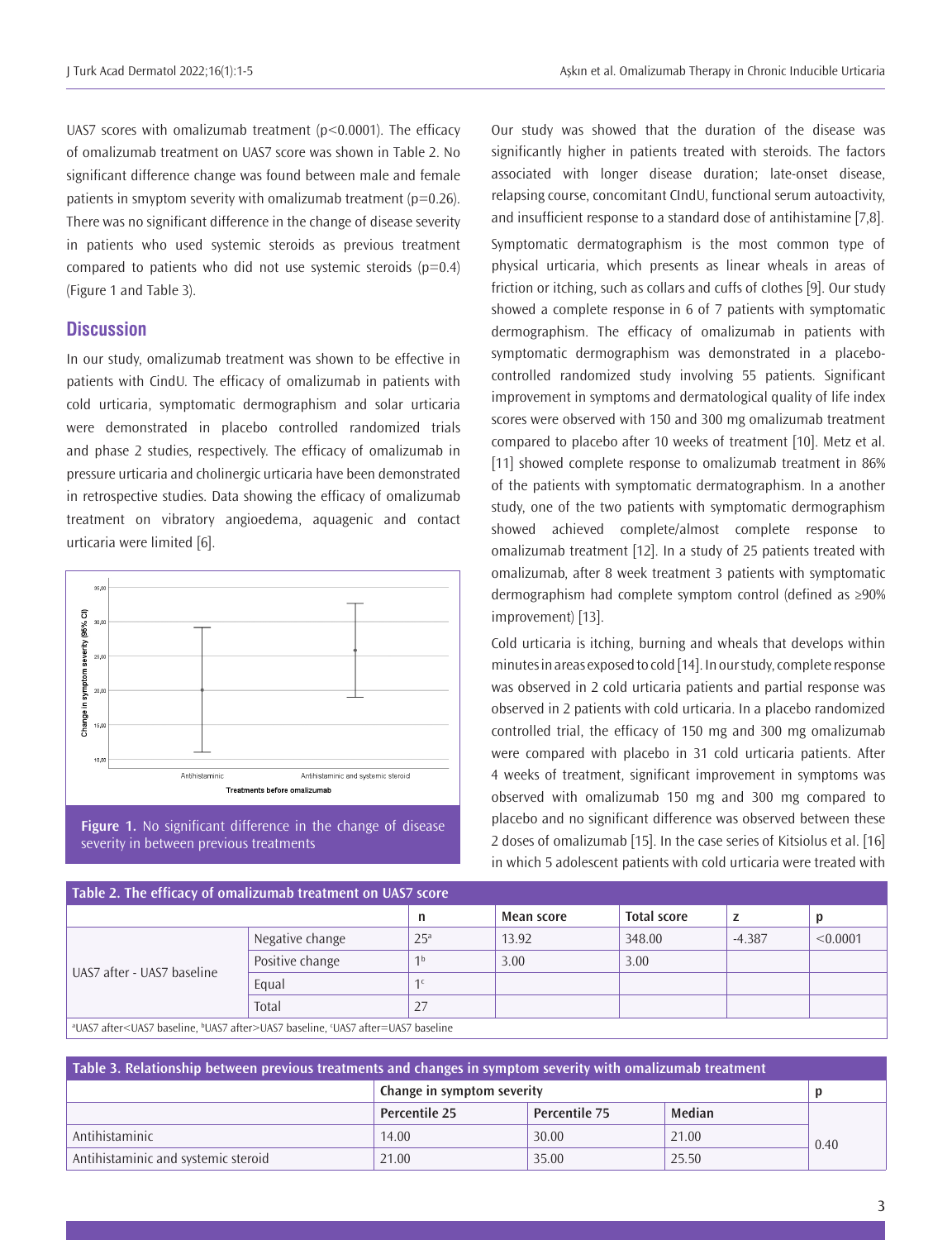UAS7 scores with omalizumab treatment ($p<0.0001$). The efficacy of omalizumab treatment on UAS7 score was shown in Table 2. No significant difference change was found between male and female patients in smyptom severity with omalizumab treatment ($p=0.26$). There was no significant difference in the change of disease severity in patients who used systemic steroids as previous treatment compared to patients who did not use systemic steroids ($p=0.4$) (Figure 1 and Table 3).

## Discussion

In our study, omalizumab treatment was shown to be effective in patients with CindU. The efficacy of omalizumab in patients with cold urticaria, symptomatic dermographism and solar urticaria were demonstrated in placebo controlled randomized trials and phase 2 studies, respectively. The efficacy of omalizumab in pressure urticaria and cholinergic urticaria have been demonstrated in retrospective studies. Data showing the efficacy of omalizumab treatment on vibratory angioedema, aquagenic and contact urticaria were limited [6].

**Figure 1.** No significant difference in the change of disease severity in between previous treatments

Our study was showed that the duration of the disease was significantly higher in patients treated with steroids. The factors associated with longer disease duration; late-onset disease, relapsing course, concomitant CIndU, functional serum autoactivity, and insufficient response to a standard dose of antihistamine [7,8].

Symptomatic dermatographism is the most common type of physical urticaria, which presents as linear wheals in areas of friction or itching, such as collars and cuffs of clothes [9]. Our study showed a complete response in 6 of 7 patients with symptomatic dermographism. The efficacy of omalizumab in patients with symptomatic dermographism was demonstrated in a placebo-controlled randomized study involving 55 patients. Significant improvement in symptoms and dermatological quality of life index scores were observed with 150 and 300 mg omalizumab treatment compared to placebo after 10 weeks of treatment [10]. Metz et al. [11] showed complete response to omalizumab treatment in 86% of the patients with symptomatic dermatographism. In a another study, one of the two patients with symptomatic dermographism showed achieved complete/almost complete response to omalizumab treatment [12]. In a study of 25 patients treated with omalizumab, after 8 week treatment 3 patients with symptomatic dermographism had complete symptom control (defined as ≥90% improvement) [13].

Cold urticaria is itching, burning and wheals that develops within minutes in areas exposed to cold [14]. In our study, complete response was observed in 2 cold urticaria patients and partial response was observed in 2 patients with cold urticaria. In a placebo randomized controlled trial, the efficacy of 150 mg and 300 mg omalizumab were compared with placebo in 31 cold urticaria patients. After 4 weeks of treatment, significant improvement in symptoms was observed with omalizumab 150 mg and 300 mg compared to placebo and no significant difference was observed between these 2 doses of omalizumab [15]. In the case series of Kitsiolus et al. [16] in which 5 adolescent patients with cold urticaria were treated with

**Table 2. The efficacy of omalizumab treatment on UAS7 score**

| | | n | Mean score | Total score | z | p |
|---|---|---|---|---|---|---|
| UAS7 after - UAS7 baseline | Negative change | 25[a] | 13.92 | 348.00 | -4.387 | <0.0001 |
| | Positive change | 1[b] | 3.00 | 3.00 | | |
| | Equal | 1[c] | | | | |
| | Total | 27 | | | | |

[a]UAS7 after<UAS7 baseline, [b]UAS7 after>UAS7 baseline, [c]UAS7 after=UAS7 baseline

**Table 3. Relationship between previous treatments and changes in symptom severity with omalizumab treatment**

| | Change in symptom severity | | | p |
|---|---|---|---|---|
| | Percentile 25 | Percentile 75 | Median | |
| Antihistaminic | 14.00 | 30.00 | 21.00 | 0.40 |
| Antihistaminic and systemic steroid | 21.00 | 35.00 | 25.50 | |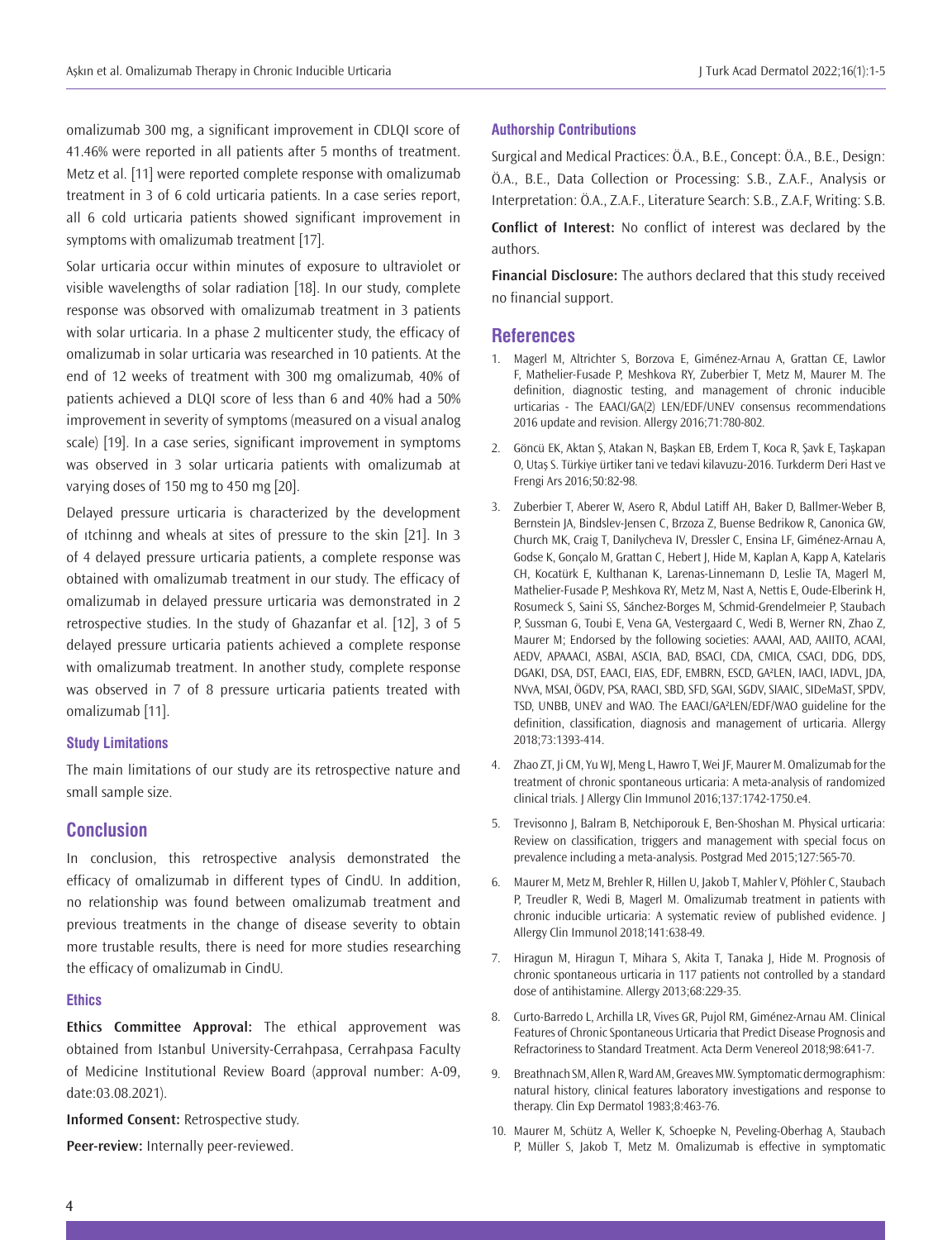omalizumab 300 mg, a significant improvement in CDLQI score of 41.46% were reported in all patients after 5 months of treatment. Metz et al. [11] were reported complete response with omalizumab treatment in 3 of 6 cold urticaria patients. In a case series report, all 6 cold urticaria patients showed significant improvement in symptoms with omalizumab treatment [17].

Solar urticaria occur within minutes of exposure to ultraviolet or visible wavelengths of solar radiation [18]. In our study, complete response was obsorved with omalizumab treatment in 3 patients with solar urticaria. In a phase 2 multicenter study, the efficacy of omalizumab in solar urticaria was researched in 10 patients. At the end of 12 weeks of treatment with 300 mg omalizumab, 40% of patients achieved a DLQI score of less than 6 and 40% had a 50% improvement in severity of symptoms (measured on a visual analog scale) [19]. In a case series, significant improvement in symptoms was observed in 3 solar urticaria patients with omalizumab at varying doses of 150 mg to 450 mg [20].

Delayed pressure urticaria is characterized by the development of ıtchinng and wheals at sites of pressure to the skin [21]. In 3 of 4 delayed pressure urticaria patients, a complete response was obtained with omalizumab treatment in our study. The efficacy of omalizumab in delayed pressure urticaria was demonstrated in 2 retrospective studies. In the study of Ghazanfar et al. [12], 3 of 5 delayed pressure urticaria patients achieved a complete response with omalizumab treatment. In another study, complete response was observed in 7 of 8 pressure urticaria patients treated with omalizumab [11].

### Study Limitations

The main limitations of our study are its retrospective nature and small sample size.

## Conclusion

In conclusion, this retrospective analysis demonstrated the efficacy of omalizumab in different types of CindU. In addition, no relationship was found between omalizumab treatment and previous treatments in the change of disease severity to obtain more trustable results, there is need for more studies researching the efficacy of omalizumab in CindU.

### Ethics

**Ethics Committee Approval:** The ethical approvement was obtained from Istanbul University-Cerrahpasa, Cerrahpasa Faculty of Medicine Institutional Review Board (approval number: A-09, date:03.08.2021).

**Informed Consent:** Retrospective study.

**Peer-review:** Internally peer-reviewed.

### Authorship Contributions

Surgical and Medical Practices: Ö.A., B.E., Concept: Ö.A., B.E., Design: Ö.A., B.E., Data Collection or Processing: S.B., Z.A.F., Analysis or Interpretation: Ö.A., Z.A.F., Literature Search: S.B., Z.A.F, Writing: S.B.

**Conflict of Interest:** No conflict of interest was declared by the authors.

**Financial Disclosure:** The authors declared that this study received no financial support.

## References

1. Magerl M, Altrichter S, Borzova E, Giménez-Arnau A, Grattan CE, Lawlor F, Mathelier-Fusade P, Meshkova RY, Zuberbier T, Metz M, Maurer M. The definition, diagnostic testing, and management of chronic inducible urticarias - The EAACI/GA(2) LEN/EDF/UNEV consensus recommendations 2016 update and revision. Allergy 2016;71:780-802.
2. Göncü EK, Aktan Ş, Atakan N, Başkan EB, Erdem T, Koca R, Şavk E, Taşkapan O, Utaş S. Türkiye ürtiker tani ve tedavi kilavuzu-2016. Turkderm Deri Hast ve Frengi Ars 2016;50:82-98.
3. Zuberbier T, Aberer W, Asero R, Abdul Latiff AH, Baker D, Ballmer-Weber B, Bernstein JA, Bindslev-Jensen C, Brzoza Z, Buense Bedrikow R, Canonica GW, Church MK, Craig T, Danilycheva IV, Dressler C, Ensina LF, Giménez-Arnau A, Godse K, Gonçalo M, Grattan C, Hebert J, Hide M, Kaplan A, Kapp A, Katelaris CH, Kocatürk E, Kulthanan K, Larenas-Linnemann D, Leslie TA, Magerl M, Mathelier-Fusade P, Meshkova RY, Metz M, Nast A, Nettis E, Oude-Elberink H, Rosumeck S, Saini SS, Sánchez-Borges M, Schmid-Grendelmeier P, Staubach P, Sussman G, Toubi E, Vena GA, Vestergaard C, Wedi B, Werner RN, Zhao Z, Maurer M; Endorsed by the following societies: AAAAI, AAD, AAIITO, ACAAI, AEDV, APAAACI, ASBAI, ASCIA, BAD, BSACI, CDA, CMICA, CSACI, DDG, DDS, DGAKI, DSA, DST, EAACI, EIAS, EDF, EMBRN, ESCD, GA²LEN, IAACI, IADVL, JDA, NVvA, MSAI, ÖGDV, PSA, RAACI, SBD, SFD, SGAI, SGDV, SIAAIC, SIDeMaST, SPDV, TSD, UNBB, UNEV and WAO. The EAACI/GA²LEN/EDF/WAO guideline for the definition, classification, diagnosis and management of urticaria. Allergy 2018;73:1393-414.
4. Zhao ZT, Ji CM, Yu WJ, Meng L, Hawro T, Wei JF, Maurer M. Omalizumab for the treatment of chronic spontaneous urticaria: A meta-analysis of randomized clinical trials. J Allergy Clin Immunol 2016;137:1742-1750.e4.
5. Trevisonno J, Balram B, Netchiporouk E, Ben-Shoshan M. Physical urticaria: Review on classification, triggers and management with special focus on prevalence including a meta-analysis. Postgrad Med 2015;127:565-70.
6. Maurer M, Metz M, Brehler R, Hillen U, Jakob T, Mahler V, Pföhler C, Staubach P, Treudler R, Wedi B, Magerl M. Omalizumab treatment in patients with chronic inducible urticaria: A systematic review of published evidence. J Allergy Clin Immunol 2018;141:638-49.
7. Hiragun M, Hiragun T, Mihara S, Akita T, Tanaka J, Hide M. Prognosis of chronic spontaneous urticaria in 117 patients not controlled by a standard dose of antihistamine. Allergy 2013;68:229-35.
8. Curto-Barredo L, Archilla LR, Vives GR, Pujol RM, Giménez-Arnau AM. Clinical Features of Chronic Spontaneous Urticaria that Predict Disease Prognosis and Refractoriness to Standard Treatment. Acta Derm Venereol 2018;98:641-7.
9. Breathnach SM, Allen R, Ward AM, Greaves MW. Symptomatic dermographism: natural history, clinical features laboratory investigations and response to therapy. Clin Exp Dermatol 1983;8:463-76.
10. Maurer M, Schütz A, Weller K, Schoepke N, Peveling-Oberhag A, Staubach P, Müller S, Jakob T, Metz M. Omalizumab is effective in symptomatic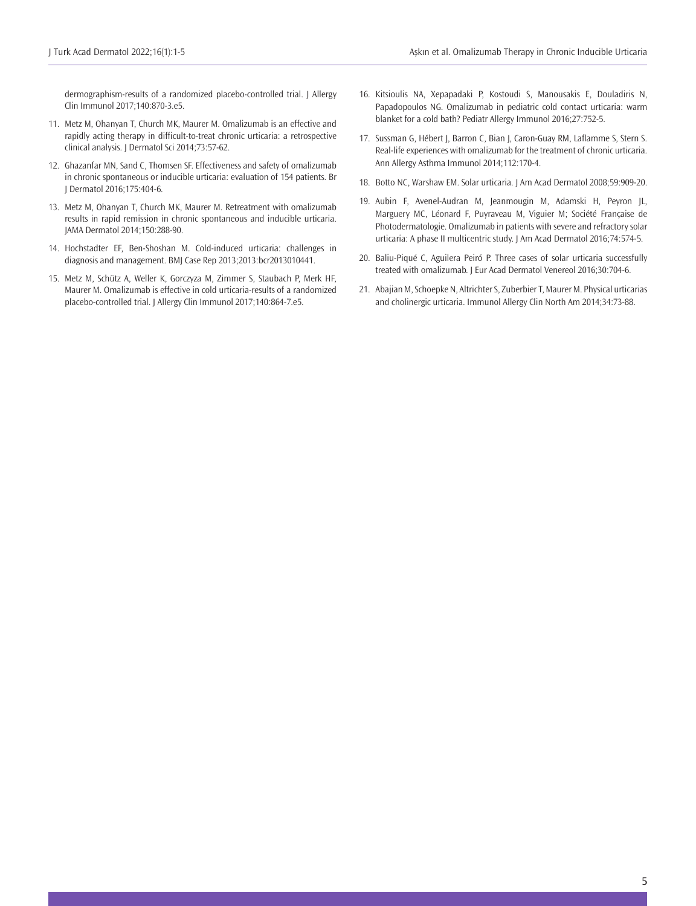dermographism-results of a randomized placebo-controlled trial. J Allergy Clin Immunol 2017;140:870-3.e5.

11. Metz M, Ohanyan T, Church MK, Maurer M. Omalizumab is an effective and rapidly acting therapy in difficult-to-treat chronic urticaria: a retrospective clinical analysis. J Dermatol Sci 2014;73:57-62.
12. Ghazanfar MN, Sand C, Thomsen SF. Effectiveness and safety of omalizumab in chronic spontaneous or inducible urticaria: evaluation of 154 patients. Br J Dermatol 2016;175:404-6.
13. Metz M, Ohanyan T, Church MK, Maurer M. Retreatment with omalizumab results in rapid remission in chronic spontaneous and inducible urticaria. JAMA Dermatol 2014;150:288-90.
14. Hochstadter EF, Ben-Shoshan M. Cold-induced urticaria: challenges in diagnosis and management. BMJ Case Rep 2013;2013:bcr2013010441.
15. Metz M, Schütz A, Weller K, Gorczyza M, Zimmer S, Staubach P, Merk HF, Maurer M. Omalizumab is effective in cold urticaria-results of a randomized placebo-controlled trial. J Allergy Clin Immunol 2017;140:864-7.e5.
16. Kitsioulis NA, Xepapadaki P, Kostoudi S, Manousakis E, Douladiris N, Papadopoulos NG. Omalizumab in pediatric cold contact urticaria: warm blanket for a cold bath? Pediatr Allergy Immunol 2016;27:752-5.
17. Sussman G, Hébert J, Barron C, Bian J, Caron-Guay RM, Laflamme S, Stern S. Real-life experiences with omalizumab for the treatment of chronic urticaria. Ann Allergy Asthma Immunol 2014;112:170-4.
18. Botto NC, Warshaw EM. Solar urticaria. J Am Acad Dermatol 2008;59:909-20.
19. Aubin F, Avenel-Audran M, Jeanmougin M, Adamski H, Peyron JL, Marguery MC, Léonard F, Puyraveau M, Viguier M; Société Française de Photodermatologie. Omalizumab in patients with severe and refractory solar urticaria: A phase II multicentric study. J Am Acad Dermatol 2016;74:574-5.
20. Baliu-Piqué C, Aguilera Peiró P. Three cases of solar urticaria successfully treated with omalizumab. J Eur Acad Dermatol Venereol 2016;30:704-6.
21. Abajian M, Schoepke N, Altrichter S, Zuberbier T, Maurer M. Physical urticarias and cholinergic urticaria. Immunol Allergy Clin North Am 2014;34:73-88.